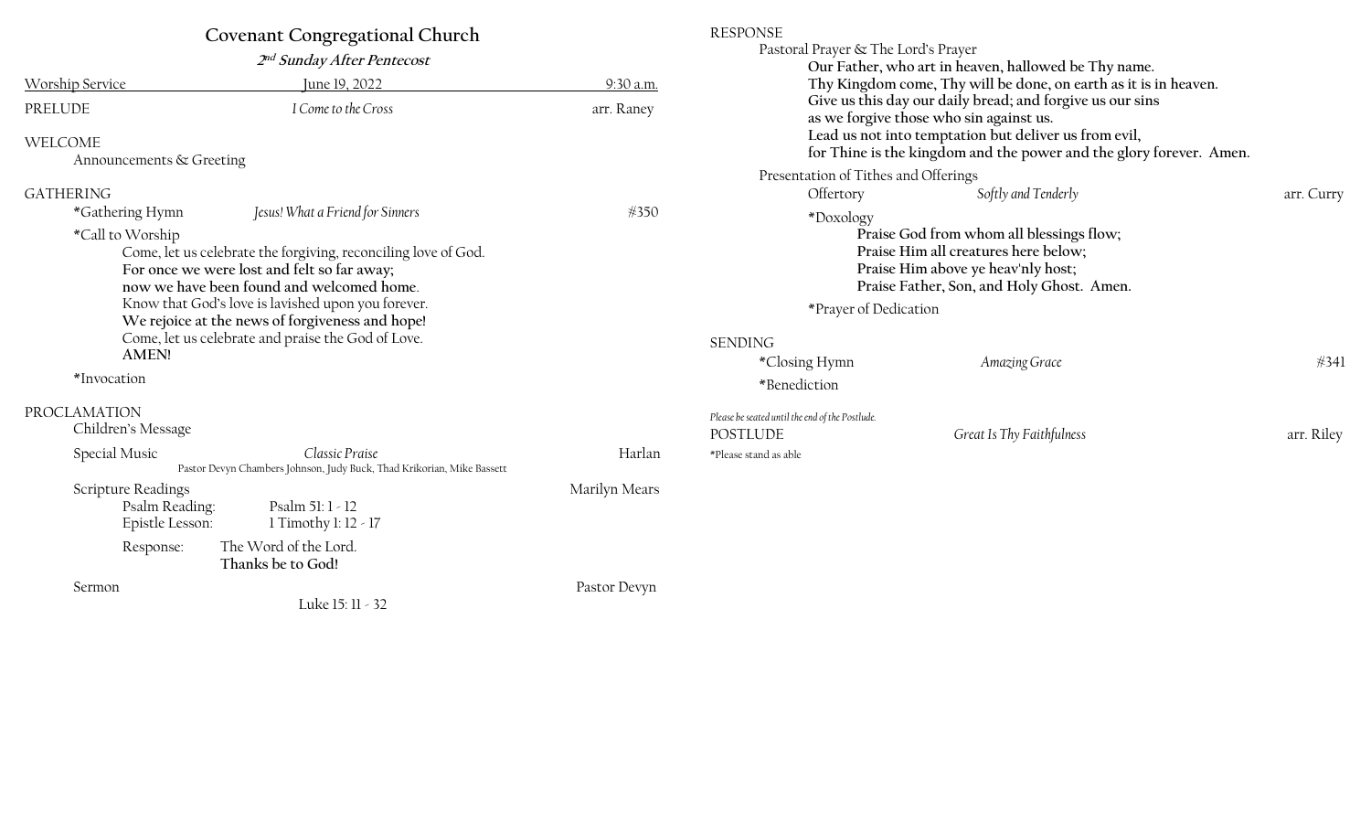# Covenant Congregational Church

***2nd Sunday After Pentecost***

Worship Service — June 19, 2022 — 9:30 a.m.

PRELUDE — *I Come to the Cross* — arr. Raney

## WELCOME

Announcements & Greeting

## GATHERING

*Gathering Hymn — *Jesus! What a Friend for Sinners* — #350

*Call to Worship

Come, let us celebrate the forgiving, reconciling love of God.
**For once we were lost and felt so far away;**
**now we have been found and welcomed home**.
Know that God's love is lavished upon you forever.
**We rejoice at the news of forgiveness and hope!**
Come, let us celebrate and praise the God of Love.
**AMEN!**

*Invocation

## PROCLAMATION

Children's Message

Special Music — *Classic Praise* — Harlan
Pastor Devyn Chambers Johnson, Judy Buck, Thad Krikorian, Mike Bassett

Scripture Readings — Marilyn Mears

Psalm Reading: Psalm 51: 1 - 12
Epistle Lesson: 1 Timothy 1: 12 - 17

Response: The Word of the Lord.
**Thanks be to God!**

Sermon — Luke 15: 11 - 32 — Pastor Devyn

## RESPONSE

Pastoral Prayer & The Lord's Prayer

**Our Father, who art in heaven, hallowed be Thy name.**
**Thy Kingdom come, Thy will be done, on earth as it is in heaven.**
**Give us this day our daily bread; and forgive us our sins**
**as we forgive those who sin against us.**
**Lead us not into temptation but deliver us from evil,**
**for Thine is the kingdom and the power and the glory forever. Amen.**

Presentation of Tithes and Offerings

Offertory — *Softly and Tenderly* — arr. Curry

*Doxology

**Praise God from whom all blessings flow;**
**Praise Him all creatures here below;**
**Praise Him above ye heav'nly host;**
**Praise Father, Son, and Holy Ghost. Amen.**

*Prayer of Dedication

## SENDING

*Closing Hymn — *Amazing Grace* — #341

*Benediction

*Please be seated until the end of the Postlude.*

POSTLUDE — *Great Is Thy Faithfulness* — arr. Riley

*Please stand as able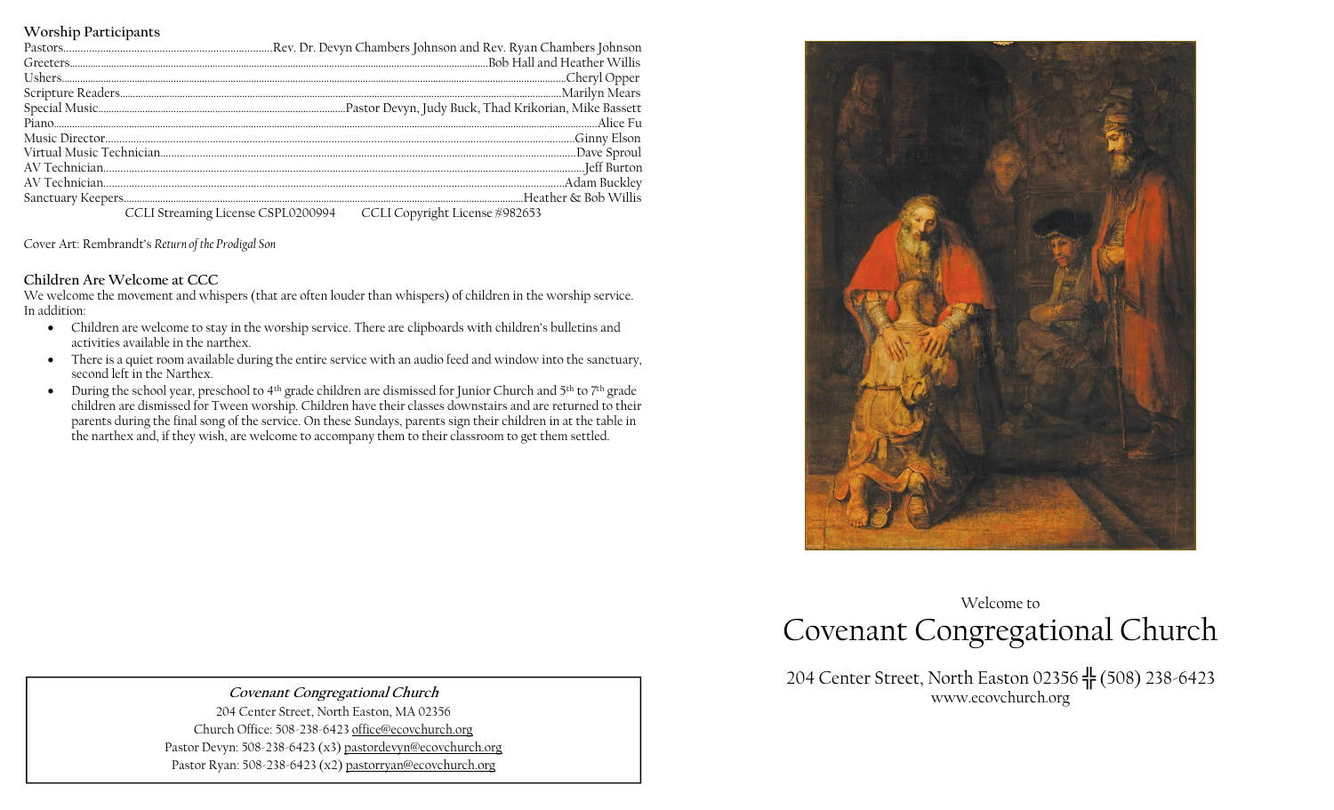## Worship Participants

| | |
|---|---|
| Pastors | Rev. Dr. Devyn Chambers Johnson and Rev. Ryan Chambers Johnson |
| Greeters | Bob Hall and Heather Willis |
| Ushers | Cheryl Opper |
| Scripture Readers | Marilyn Mears |
| Special Music | Pastor Devyn, Judy Buck, Thad Krikorian, Mike Bassett |
| Piano | Alice Fu |
| Music Director | Ginny Elson |
| Virtual Music Technician | Dave Sproul |
| AV Technician | Jeff Burton |
| AV Technician | Adam Buckley |
| Sanctuary Keepers | Heather & Bob Willis |

CCLI Streaming License CSPL0200994 CCLI Copyright License #982653

Cover Art: Rembrandt's *Return of the Prodigal Son*

## Children Are Welcome at CCC

We welcome the movement and whispers (that are often louder than whispers) of children in the worship service. In addition:

- Children are welcome to stay in the worship service. There are clipboards with children's bulletins and activities available in the narthex.
- There is a quiet room available during the entire service with an audio feed and window into the sanctuary, second left in the Narthex.
- During the school year, preschool to 4th grade children are dismissed for Junior Church and 5th to 7th grade children are dismissed for Tween worship. Children have their classes downstairs and are returned to their parents during the final song of the service. On these Sundays, parents sign their children in at the table in the narthex and, if they wish, are welcome to accompany them to their classroom to get them settled.

***Covenant Congregational Church***

204 Center Street, North Easton, MA 02356

Church Office: 508-238-6423 office@ecovchurch.org

Pastor Devyn: 508-238-6423 (x3) pastordevyn@ecovchurch.org

Pastor Ryan: 508-238-6423 (x2) pastorryan@ecovchurch.org

Welcome to

# Covenant Congregational Church

204 Center Street, North Easton 02356 ╬ (508) 238-6423

www.ecovchurch.org